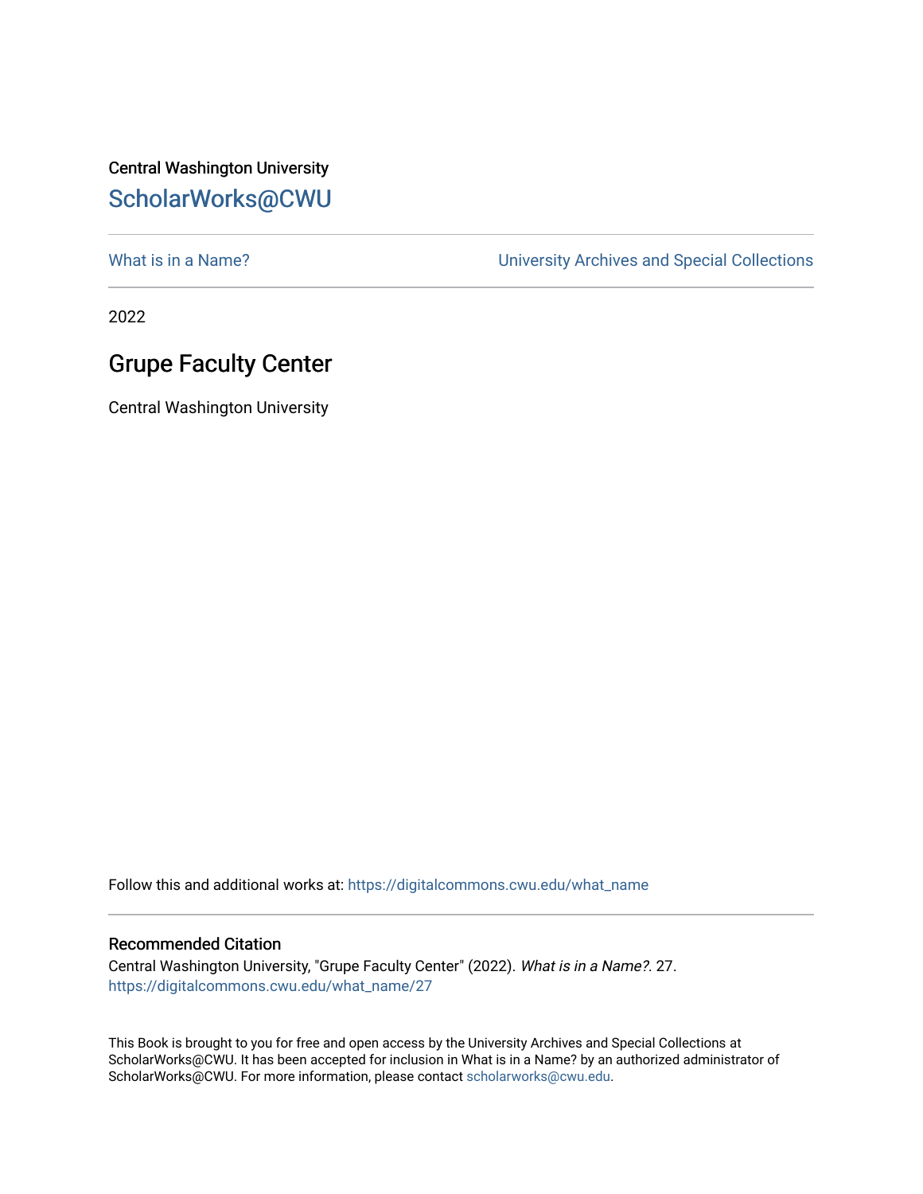Central Washington University

ScholarWorks@CWU

What is in a Name?

University Archives and Special Collections

2022

# Grupe Faculty Center

Central Washington University

Follow this and additional works at: https://digitalcommons.cwu.edu/what_name

### Recommended Citation

Central Washington University, "Grupe Faculty Center" (2022). *What is in a Name?*. 27.
https://digitalcommons.cwu.edu/what_name/27

This Book is brought to you for free and open access by the University Archives and Special Collections at ScholarWorks@CWU. It has been accepted for inclusion in What is in a Name? by an authorized administrator of ScholarWorks@CWU. For more information, please contact scholarworks@cwu.edu.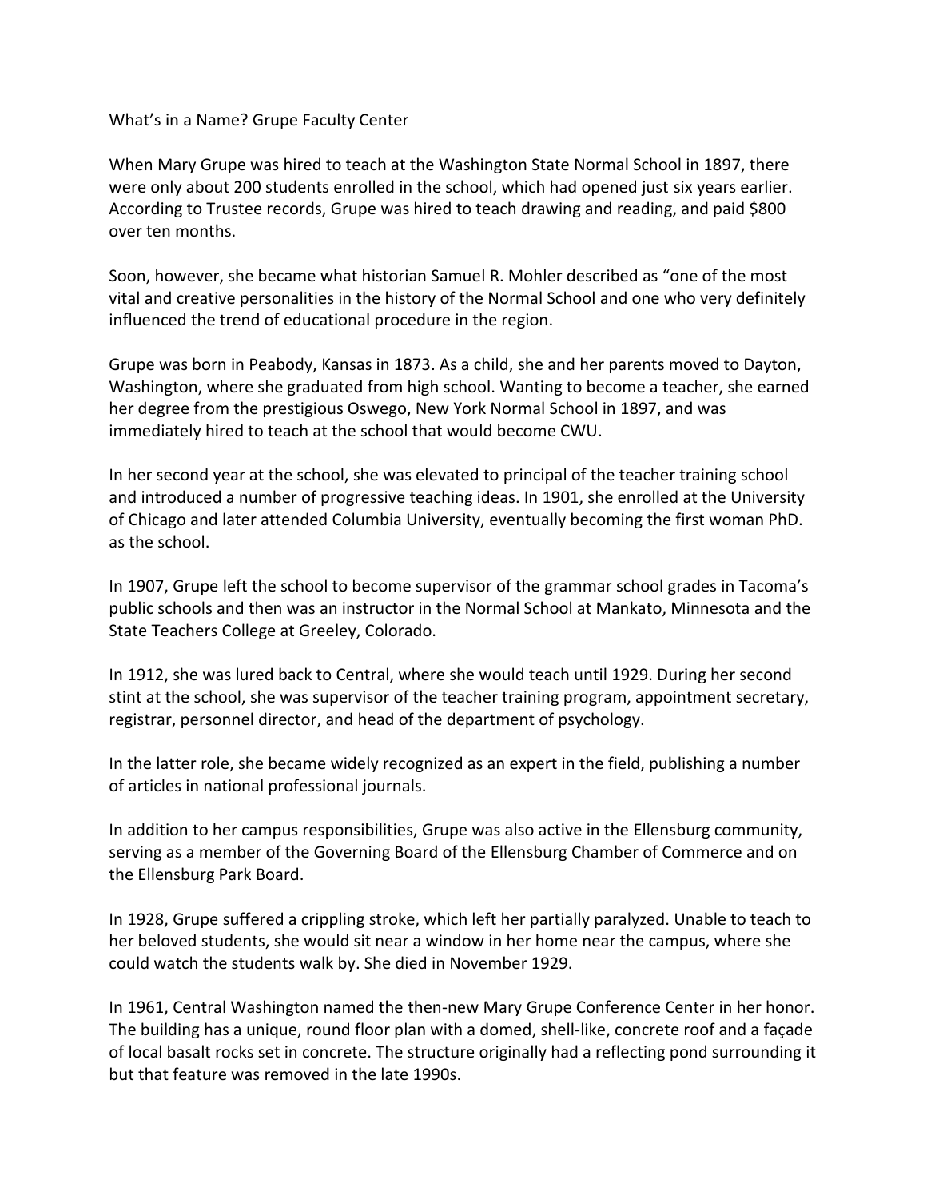# What's in a Name? Grupe Faculty Center

When Mary Grupe was hired to teach at the Washington State Normal School in 1897, there were only about 200 students enrolled in the school, which had opened just six years earlier. According to Trustee records, Grupe was hired to teach drawing and reading, and paid $800 over ten months.

Soon, however, she became what historian Samuel R. Mohler described as "one of the most vital and creative personalities in the history of the Normal School and one who very definitely influenced the trend of educational procedure in the region.

Grupe was born in Peabody, Kansas in 1873. As a child, she and her parents moved to Dayton, Washington, where she graduated from high school. Wanting to become a teacher, she earned her degree from the prestigious Oswego, New York Normal School in 1897, and was immediately hired to teach at the school that would become CWU.

In her second year at the school, she was elevated to principal of the teacher training school and introduced a number of progressive teaching ideas. In 1901, she enrolled at the University of Chicago and later attended Columbia University, eventually becoming the first woman PhD. as the school.

In 1907, Grupe left the school to become supervisor of the grammar school grades in Tacoma's public schools and then was an instructor in the Normal School at Mankato, Minnesota and the State Teachers College at Greeley, Colorado.

In 1912, she was lured back to Central, where she would teach until 1929. During her second stint at the school, she was supervisor of the teacher training program, appointment secretary, registrar, personnel director, and head of the department of psychology.

In the latter role, she became widely recognized as an expert in the field, publishing a number of articles in national professional journals.

In addition to her campus responsibilities, Grupe was also active in the Ellensburg community, serving as a member of the Governing Board of the Ellensburg Chamber of Commerce and on the Ellensburg Park Board.

In 1928, Grupe suffered a crippling stroke, which left her partially paralyzed. Unable to teach to her beloved students, she would sit near a window in her home near the campus, where she could watch the students walk by. She died in November 1929.

In 1961, Central Washington named the then-new Mary Grupe Conference Center in her honor. The building has a unique, round floor plan with a domed, shell-like, concrete roof and a façade of local basalt rocks set in concrete. The structure originally had a reflecting pond surrounding it but that feature was removed in the late 1990s.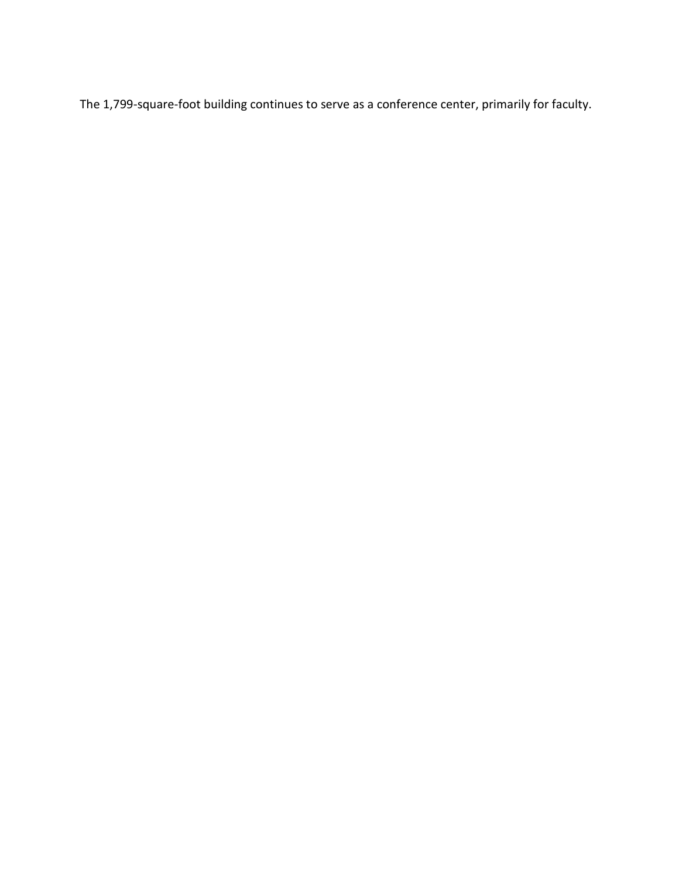The 1,799-square-foot building continues to serve as a conference center, primarily for faculty.